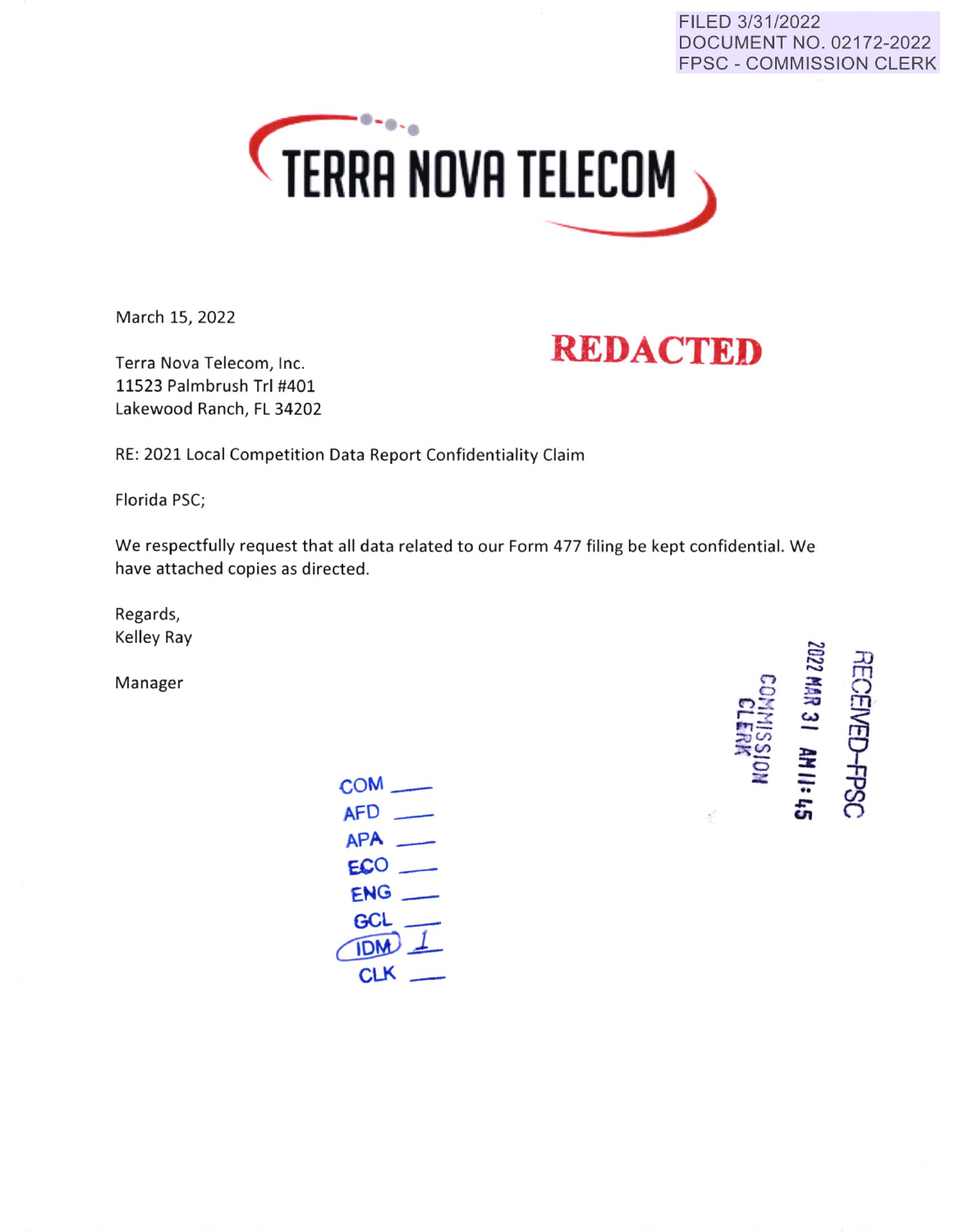FILED 3/31/2022
DOCUMENT NO. 02172-2022
FPSC - COMMISSION CLERK

TERRA NOVA TELECOM

March 15, 2022

**REDACTED**

Terra Nova Telecom, Inc.
11523 Palmbrush Trl #401
Lakewood Ranch, FL 34202

RE: 2021 Local Competition Data Report Confidentiality Claim

Florida PSC;

We respectfully request that all data related to our Form 477 filing be kept confidential. We have attached copies as directed.

Regards,
Kelley Ray

Manager

RECEIVED-FPSC
2022 MAR 31 AM 11:45
COMMISSION CLERK

COM \_\_\_
AFD \_\_\_
APA \_\_\_
ECO \_\_\_
ENG \_\_\_
GCL \_\_\_
IDM 1
CLK \_\_\_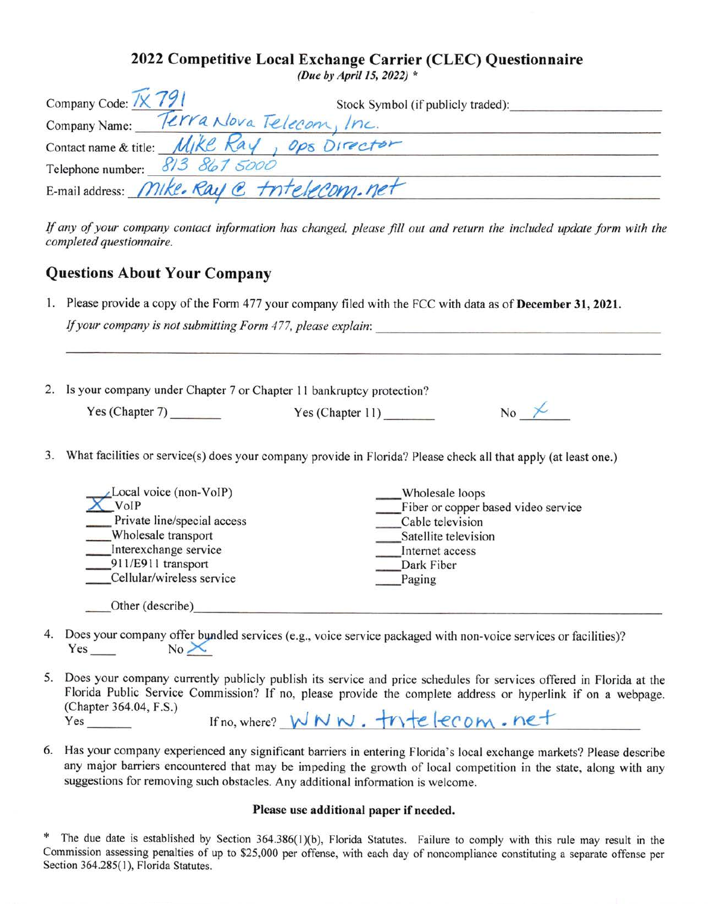## 2022 Competitive Local Exchange Carrier (CLEC) Questionnaire

*(Due by April 15, 2022)* *

Company Code: TX 791 Stock Symbol (if publicly traded): ____________

Company Name: Terra Nova Telecom, Inc.

Contact name & title: Mike Ray, Ops Director

Telephone number: 813 867 5000

E-mail address: mike.ray@tntelecom.net

*If any of your company contact information has changed, please fill out and return the included update form with the completed questionnaire.*

## Questions About Your Company

1. Please provide a copy of the Form 477 your company filed with the FCC with data as of **December 31, 2021.**

   *If your company is not submitting Form 477, please explain*: ____________

2. Is your company under Chapter 7 or Chapter 11 bankruptcy protection?

   Yes (Chapter 7) ______ Yes (Chapter 11) ______ No X

3. What facilities or service(s) does your company provide in Florida? Please check all that apply (at least one.)

   - ____ Local voice (non-VoIP)
   - X VoIP
   - ____ Private line/special access
   - ____ Wholesale transport
   - ____ Interexchange service
   - ____ 911/E911 transport
   - ____ Cellular/wireless service
   - ____ Wholesale loops
   - ____ Fiber or copper based video service
   - ____ Cable television
   - ____ Satellite television
   - ____ Internet access
   - ____ Dark Fiber
   - ____ Paging
   - ____ Other (describe) ____________

4. Does your company offer bundled services (e.g., voice service packaged with non-voice services or facilities)?

   Yes ____ No X

5. Does your company currently publicly publish its service and price schedules for services offered in Florida at the Florida Public Service Commission? If no, please provide the complete address or hyperlink if on a webpage. (Chapter 364.04, F.S.)

   Yes ______ If no, where? WWW.tntelecom.net

6. Has your company experienced any significant barriers in entering Florida's local exchange markets? Please describe any major barriers encountered that may be impeding the growth of local competition in the state, along with any suggestions for removing such obstacles. Any additional information is welcome.

**Please use additional paper if needed.**

\* The due date is established by Section 364.386(1)(b), Florida Statutes. Failure to comply with this rule may result in the Commission assessing penalties of up to $25,000 per offense, with each day of noncompliance constituting a separate offense per Section 364.285(1), Florida Statutes.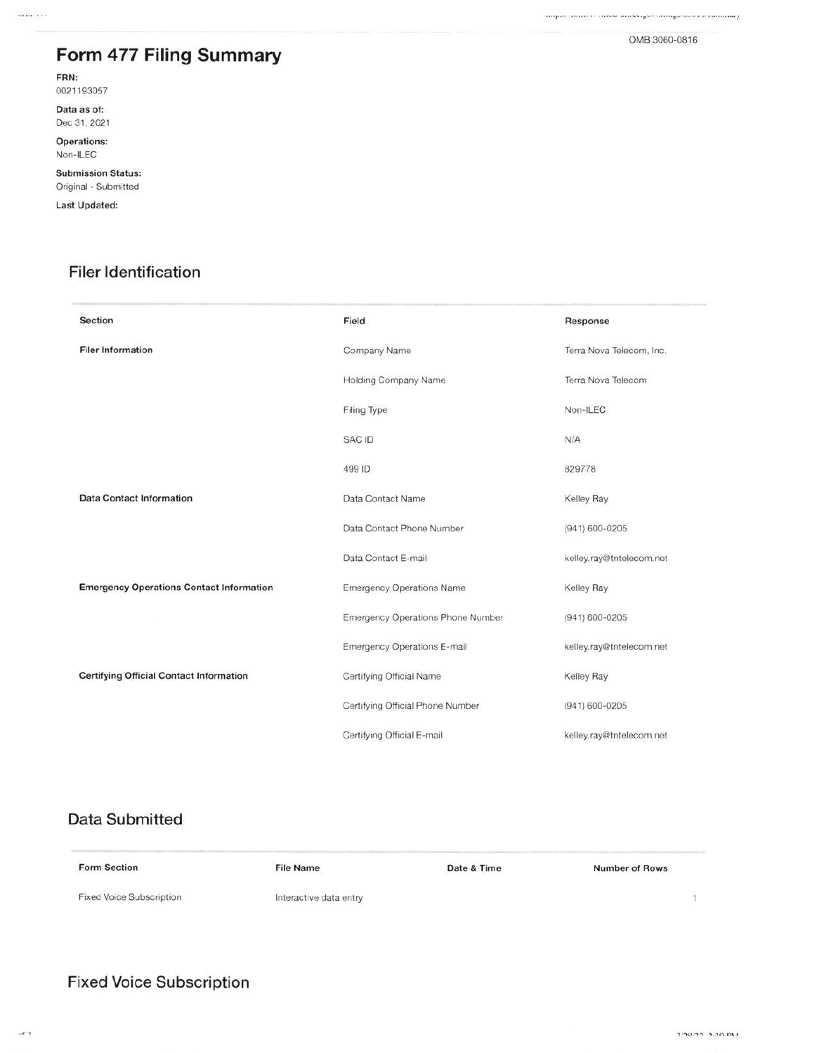OMB 3060-0816

# Form 477 Filing Summary

**FRN:**
0021193057

**Data as of:**
Dec 31, 2021

**Operations:**
Non-ILEC

**Submission Status:**
Original - Submitted

**Last Updated:**

## Filer Identification

| Section | Field | Response |
|---|---|---|
| **Filer Information** | Company Name | Terra Nova Telecom, Inc. |
| | Holding Company Name | Terra Nova Telecom |
| | Filing Type | Non-ILEC |
| | SAC ID | N/A |
| | 499 ID | 829778 |
| **Data Contact Information** | Data Contact Name | Kelley Ray |
| | Data Contact Phone Number | (941) 600-0205 |
| | Data Contact E-mail | kelley.ray@tntelecom.net |
| **Emergency Operations Contact Information** | Emergency Operations Name | Kelley Ray |
| | Emergency Operations Phone Number | (941) 600-0205 |
| | Emergency Operations E-mail | kelley.ray@tntelecom.net |
| **Certifying Official Contact Information** | Certifying Official Name | Kelley Ray |
| | Certifying Official Phone Number | (941) 600-0205 |
| | Certifying Official E-mail | kelley.ray@tntelecom.net |

## Data Submitted

| Form Section | File Name | Date & Time | Number of Rows |
|---|---|---|---|
| Fixed Voice Subscription | Interactive data entry | | 1 |

## Fixed Voice Subscription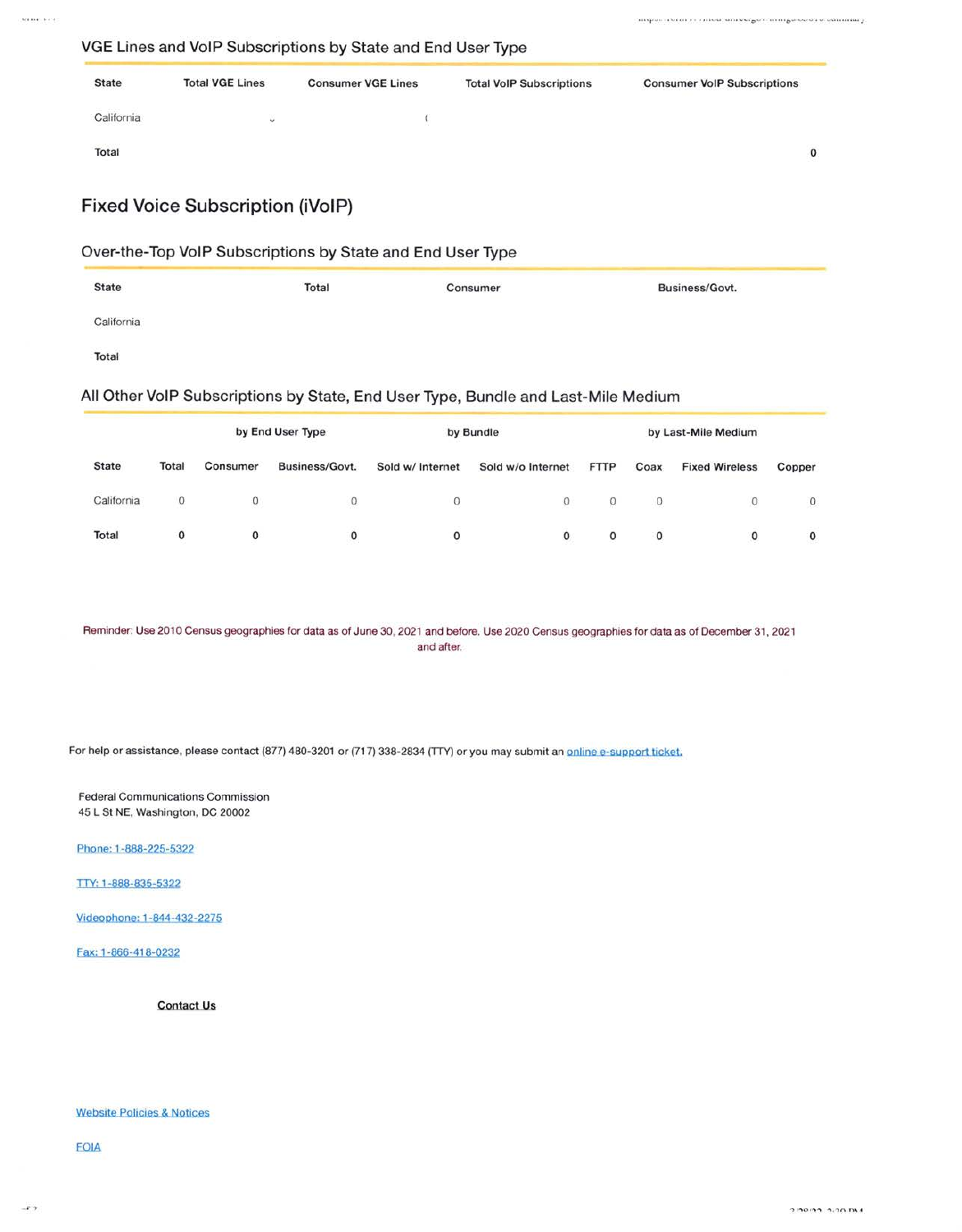### VGE Lines and VoIP Subscriptions by State and End User Type

| State | Total VGE Lines | Consumer VGE Lines | Total VoIP Subscriptions | Consumer VoIP Subscriptions |
|---|---|---|---|---|
| California | | | | |
| **Total** | | | | **0** |

## Fixed Voice Subscription (iVoIP)

### Over-the-Top VoIP Subscriptions by State and End User Type

| State | Total | Consumer | Business/Govt. |
|---|---|---|---|
| California | | | |
| **Total** | | | |

### All Other VoIP Subscriptions by State, End User Type, Bundle and Last-Mile Medium

| | by End User Type | | | by Bundle | | by Last-Mile Medium | | | |
|---|---|---|---|---|---|---|---|---|---|
| State | Total | Consumer | Business/Govt. | Sold w/ Internet | Sold w/o Internet | FTTP | Coax | Fixed Wireless | Copper |
| California | 0 | 0 | 0 | 0 | 0 | 0 | 0 | 0 | 0 |
| **Total** | **0** | **0** | **0** | **0** | **0** | **0** | **0** | **0** | **0** |

Reminder: Use 2010 Census geographies for data as of June 30, 2021 and before. Use 2020 Census geographies for data as of December 31, 2021 and after.

For help or assistance, please contact (877) 480-3201 or (717) 338-2834 (TTY) or you may submit an online e-support ticket.

Federal Communications Commission
45 L St NE, Washington, DC 20002

Phone: 1-888-225-5322

TTY: 1-888-835-5322

Videophone: 1-844-432-2275

Fax: 1-866-418-0232

**Contact Us**

Website Policies & Notices

FOIA